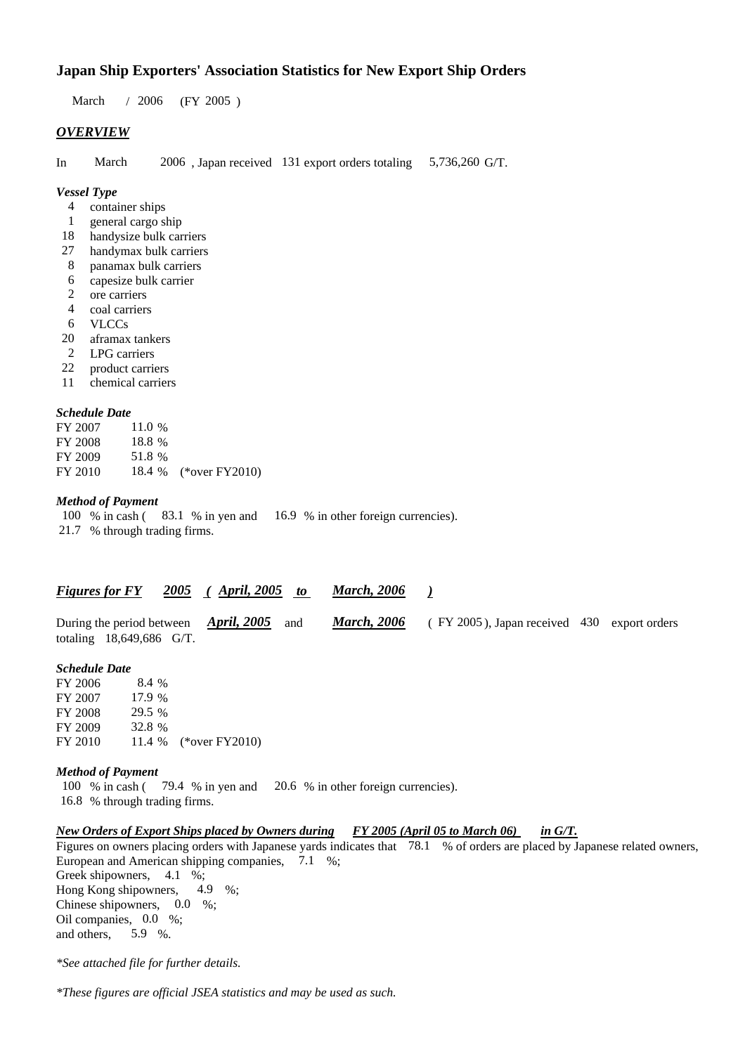## Japan Ship Exporters' Association Statistics for New Export Ship Orders

March / 2006 (FY 2005 )

### *OVERVIEW*

In March 2006 , Japan received 131 export orders totaling 5,736,260 G/T.

***Vessel Type***

- 4 container ships
- 1 general cargo ship
- 18 handysize bulk carriers
- 27 handymax bulk carriers
- 8 panamax bulk carriers
- 6 capesize bulk carrier
- 2 ore carriers
- 4 coal carriers
- 6 VLCCs
- 20 aframax tankers
- 2 LPG carriers
- 22 product carriers
- 11 chemical carriers

***Schedule Date***

| | | |
|---|---|---|
| FY 2007 | 11.0 % | |
| FY 2008 | 18.8 % | |
| FY 2009 | 51.8 % | |
| FY 2010 | 18.4 % | (*over FY2010) |

***Method of Payment***

100 % in cash ( 83.1 % in yen and 16.9 % in other foreign currencies).
21.7 % through trading firms.

### *Figures for FY 2005 ( April, 2005 to March, 2006 )*

During the period between ***April, 2005*** and ***March, 2006*** ( FY 2005 ), Japan received 430 export orders totaling 18,649,686 G/T.

***Schedule Date***

| | | |
|---|---|---|
| FY 2006 | 8.4 % | |
| FY 2007 | 17.9 % | |
| FY 2008 | 29.5 % | |
| FY 2009 | 32.8 % | |
| FY 2010 | 11.4 % | (*over FY2010) |

***Method of Payment***

100 % in cash ( 79.4 % in yen and 20.6 % in other foreign currencies).
16.8 % through trading firms.

***New Orders of Export Ships placed by Owners during FY 2005 (April 05 to March 06) in G/T.***

Figures on owners placing orders with Japanese yards indicates that 78.1 % of orders are placed by Japanese related owners,
European and American shipping companies, 7.1 %;
Greek shipowners, 4.1 %;
Hong Kong shipowners, 4.9 %;
Chinese shipowners, 0.0 %;
Oil companies, 0.0 %;
and others, 5.9 %.

*\*See attached file for further details.*

*\*These figures are official JSEA statistics and may be used as such.*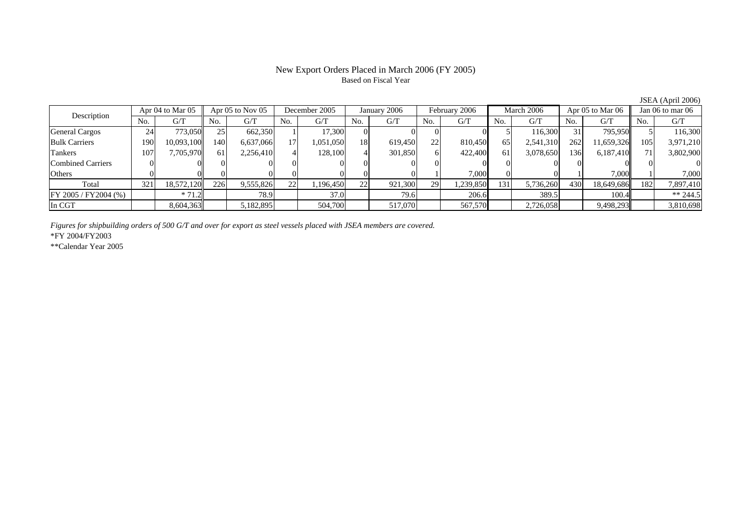# New Export Orders Placed in March 2006 (FY 2005)

Based on Fiscal Year

JSEA (April 2006)

| Description | Apr 04 to Mar 05 | | Apr 05 to Nov 05 | | December 2005 | | January 2006 | | February 2006 | | March 2006 | | Apr 05 to Mar 06 | | Jan 06 to mar 06 | |
|---|---|---|---|---|---|---|---|---|---|---|---|---|---|---|---|---|
| | No. | G/T | No. | G/T | No. | G/T | No. | G/T | No. | G/T | No. | G/T | No. | G/T | No. | G/T |
| General Cargos | 24 | 773,050 | 25 | 662,350 | 1 | 17,300 | 0 | 0 | 0 | 0 | 5 | 116,300 | 31 | 795,950 | 5 | 116,300 |
| Bulk Carriers | 190 | 10,093,100 | 140 | 6,637,066 | 17 | 1,051,050 | 18 | 619,450 | 22 | 810,450 | 65 | 2,541,310 | 262 | 11,659,326 | 105 | 3,971,210 |
| Tankers | 107 | 7,705,970 | 61 | 2,256,410 | 4 | 128,100 | 4 | 301,850 | 6 | 422,400 | 61 | 3,078,650 | 136 | 6,187,410 | 71 | 3,802,900 |
| Combined Carriers | 0 | 0 | 0 | 0 | 0 | 0 | 0 | 0 | 0 | 0 | 0 | 0 | 0 | 0 | 0 | 0 |
| Others | 0 | 0 | 0 | 0 | 0 | 0 | 0 | 0 | 1 | 7,000 | 0 | 0 | 1 | 7,000 | 1 | 7,000 |
| Total | 321 | 18,572,120 | 226 | 9,555,826 | 22 | 1,196,450 | 22 | 921,300 | 29 | 1,239,850 | 131 | 5,736,260 | 430 | 18,649,686 | 182 | 7,897,410 |
| FY 2005 / FY2004 (%) | | * 71.2 | | 78.9 | | 37.0 | | 79.6 | | 206.6 | | 389.5 | | 100.4 | | ** 244.5 |
| In CGT | | 8,604,363 | | 5,182,895 | | 504,700 | | 517,070 | | 567,570 | | 2,726,058 | | 9,498,293 | | 3,810,698 |

*Figures for shipbuilding orders of 500 G/T and over for export as steel vessels placed with JSEA members are covered.*

*FY 2004/FY2003

**Calendar Year 2005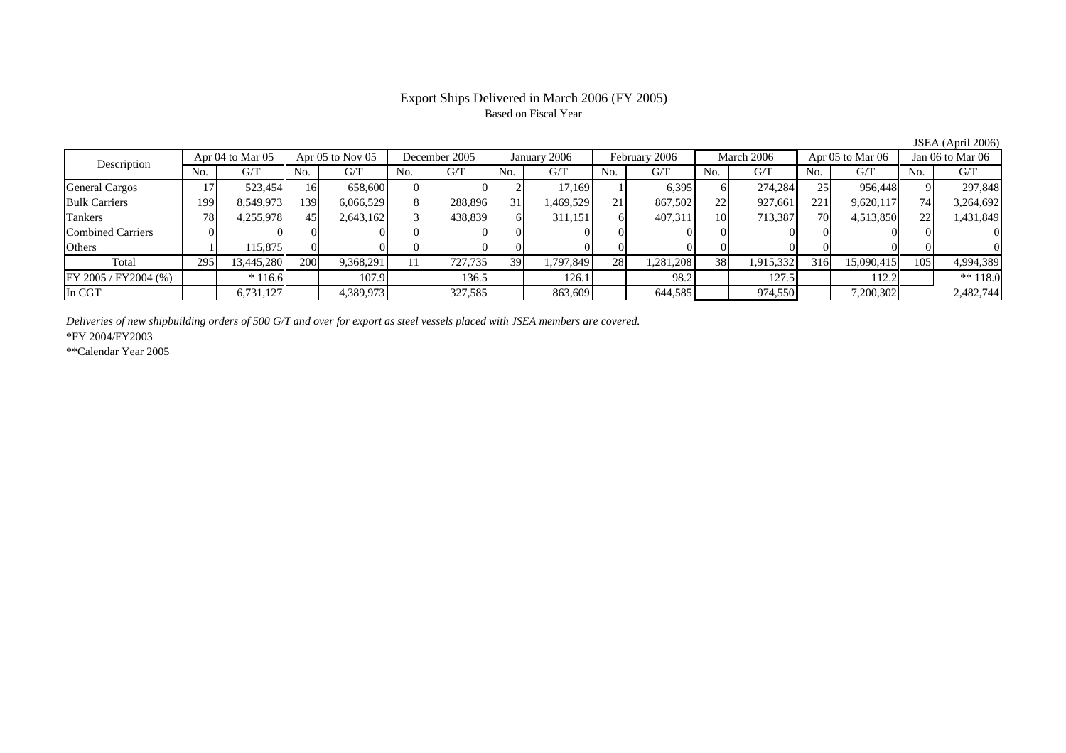# Export Ships Delivered in March 2006 (FY 2005)

Based on Fiscal Year

JSEA (April 2006)

| Description | Apr 04 to Mar 05 | | Apr 05 to Nov 05 | | December 2005 | | January 2006 | | February 2006 | | March 2006 | | Apr 05 to Mar 06 | | Jan 06 to Mar 06 | |
|---|---|---|---|---|---|---|---|---|---|---|---|---|---|---|---|---|
| | No. | G/T | No. | G/T | No. | G/T | No. | G/T | No. | G/T | No. | G/T | No. | G/T | No. | G/T |
| General Cargos | 17 | 523,454 | 16 | 658,600 | 0 | 0 | 2 | 17,169 | 1 | 6,395 | 6 | 274,284 | 25 | 956,448 | 9 | 297,848 |
| Bulk Carriers | 199 | 8,549,973 | 139 | 6,066,529 | 8 | 288,896 | 31 | 1,469,529 | 21 | 867,502 | 22 | 927,661 | 221 | 9,620,117 | 74 | 3,264,692 |
| Tankers | 78 | 4,255,978 | 45 | 2,643,162 | 3 | 438,839 | 6 | 311,151 | 6 | 407,311 | 10 | 713,387 | 70 | 4,513,850 | 22 | 1,431,849 |
| Combined Carriers | 0 | 0 | 0 | 0 | 0 | 0 | 0 | 0 | 0 | 0 | 0 | 0 | 0 | 0 | 0 | 0 |
| Others | 1 | 115,875 | 0 | 0 | 0 | 0 | 0 | 0 | 0 | 0 | 0 | 0 | 0 | 0 | 0 | 0 |
| Total | 295 | 13,445,280 | 200 | 9,368,291 | 11 | 727,735 | 39 | 1,797,849 | 28 | 1,281,208 | 38 | 1,915,332 | 316 | 15,090,415 | 105 | 4,994,389 |
| FY 2005 / FY2004 (%) | | * 116.6 | | 107.9 | | 136.5 | | 126.1 | | 98.2 | | 127.5 | | 112.2 | | ** 118.0 |
| In CGT | | 6,731,127 | | 4,389,973 | | 327,585 | | 863,609 | | 644,585 | | 974,550 | | 7,200,302 | | 2,482,744 |

*Deliveries of new shipbuilding orders of 500 G/T and over for export as steel vessels placed with JSEA members are covered.*

*FY 2004/FY2003

**Calendar Year 2005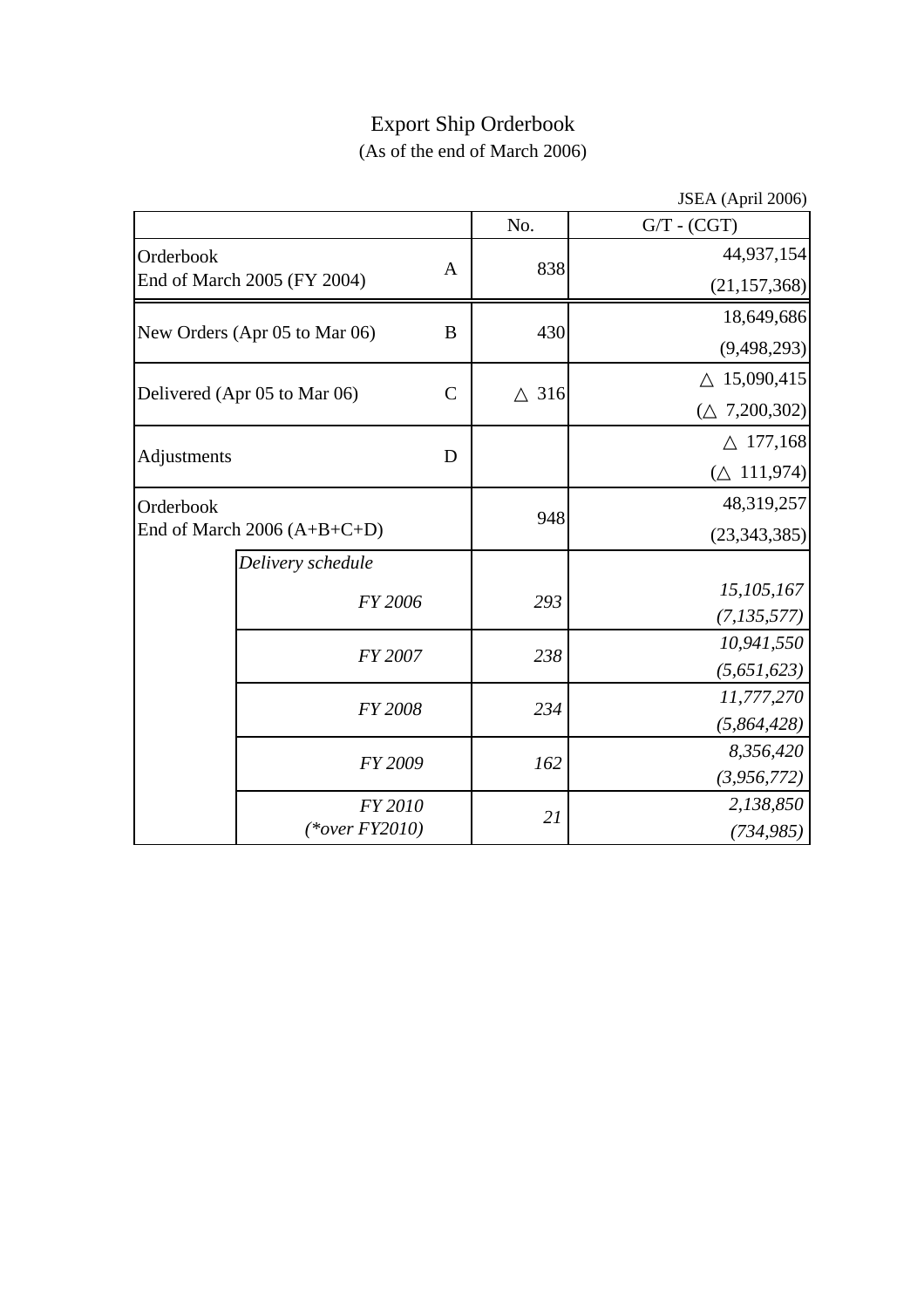# Export Ship Orderbook

(As of the end of March 2006)

JSEA (April 2006)

| | | | No. | G/T - (CGT) |
|---|---|---|---|---|
| Orderbook<br>End of March 2005 (FY 2004) | | A | 838 | 44,937,154<br>(21,157,368) |
| New Orders (Apr 05 to Mar 06) | | B | 430 | 18,649,686<br>(9,498,293) |
| Delivered (Apr 05 to Mar 06) | | C | △ 316 | △ 15,090,415<br>(△ 7,200,302) |
| Adjustments | | D | | △ 177,168<br>(△ 111,974) |
| Orderbook<br>End of March 2006 (A+B+C+D) | | | 948 | 48,319,257<br>(23,343,385) |
| | *Delivery schedule* | | | |
| | *FY 2006* | | *293* | *15,105,167*<br>*(7,135,577)* |
| | *FY 2007* | | *238* | *10,941,550*<br>*(5,651,623)* |
| | *FY 2008* | | *234* | *11,777,270*<br>*(5,864,428)* |
| | *FY 2009* | | *162* | *8,356,420*<br>*(3,956,772)* |
| | *FY 2010*<br>*(*over FY2010)* | | *21* | *2,138,850*<br>*(734,985)* |